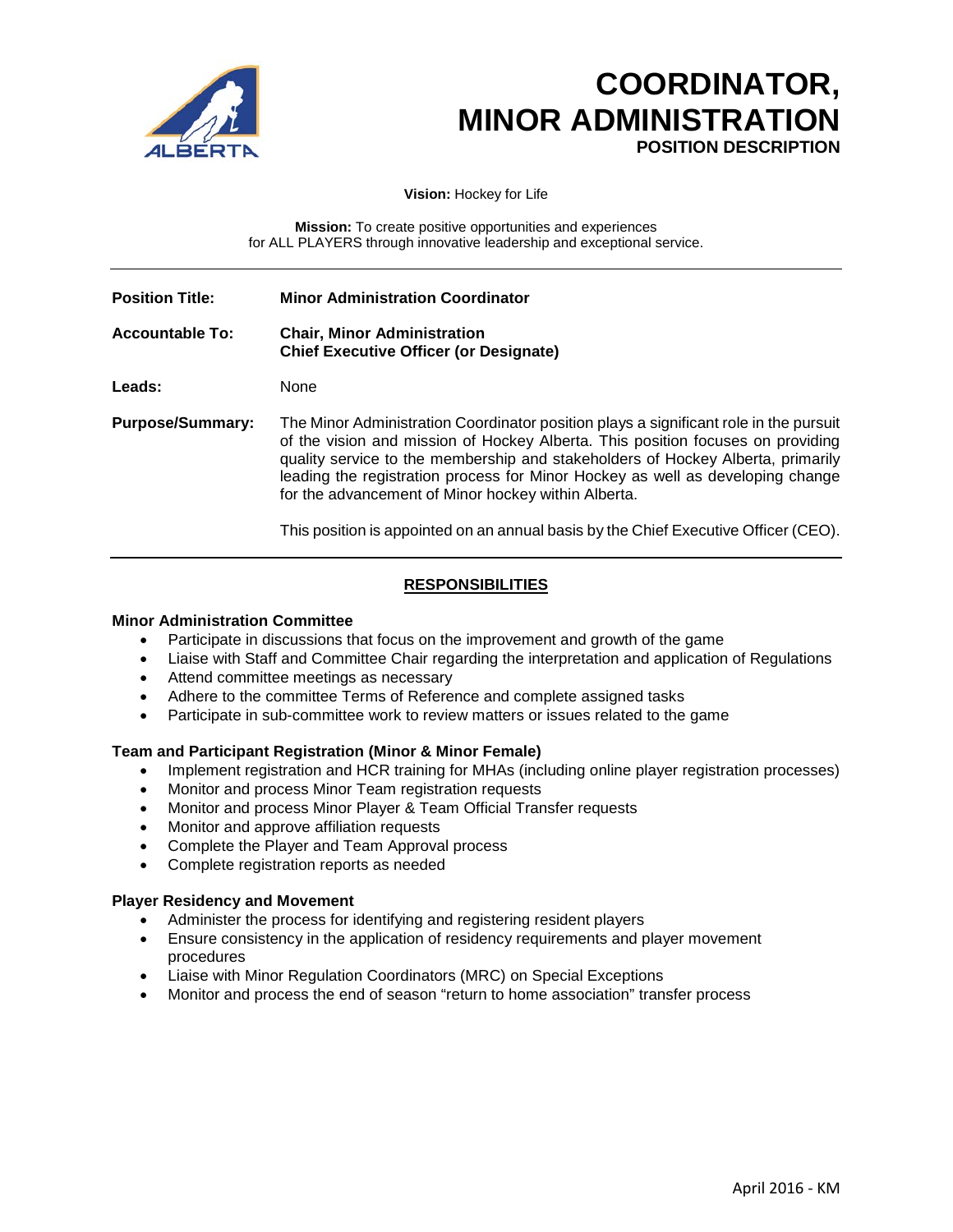# COORDINATOR, MINOR ADMINISTRATION

**POSITION DESCRIPTION**

**Vision:** Hockey for Life

**Mission:** To create positive opportunities and experiences for ALL PLAYERS through innovative leadership and exceptional service.

---

**Position Title:** **Minor Administration Coordinator**

**Accountable To:** **Chair, Minor Administration**
**Chief Executive Officer (or Designate)**

**Leads:** None

**Purpose/Summary:** The Minor Administration Coordinator position plays a significant role in the pursuit of the vision and mission of Hockey Alberta. This position focuses on providing quality service to the membership and stakeholders of Hockey Alberta, primarily leading the registration process for Minor Hockey as well as developing change for the advancement of Minor hockey within Alberta.

This position is appointed on an annual basis by the Chief Executive Officer (CEO).

---

## RESPONSIBILITIES

### Minor Administration Committee

- Participate in discussions that focus on the improvement and growth of the game
- Liaise with Staff and Committee Chair regarding the interpretation and application of Regulations
- Attend committee meetings as necessary
- Adhere to the committee Terms of Reference and complete assigned tasks
- Participate in sub-committee work to review matters or issues related to the game

### Team and Participant Registration (Minor & Minor Female)

- Implement registration and HCR training for MHAs (including online player registration processes)
- Monitor and process Minor Team registration requests
- Monitor and process Minor Player & Team Official Transfer requests
- Monitor and approve affiliation requests
- Complete the Player and Team Approval process
- Complete registration reports as needed

### Player Residency and Movement

- Administer the process for identifying and registering resident players
- Ensure consistency in the application of residency requirements and player movement procedures
- Liaise with Minor Regulation Coordinators (MRC) on Special Exceptions
- Monitor and process the end of season "return to home association" transfer process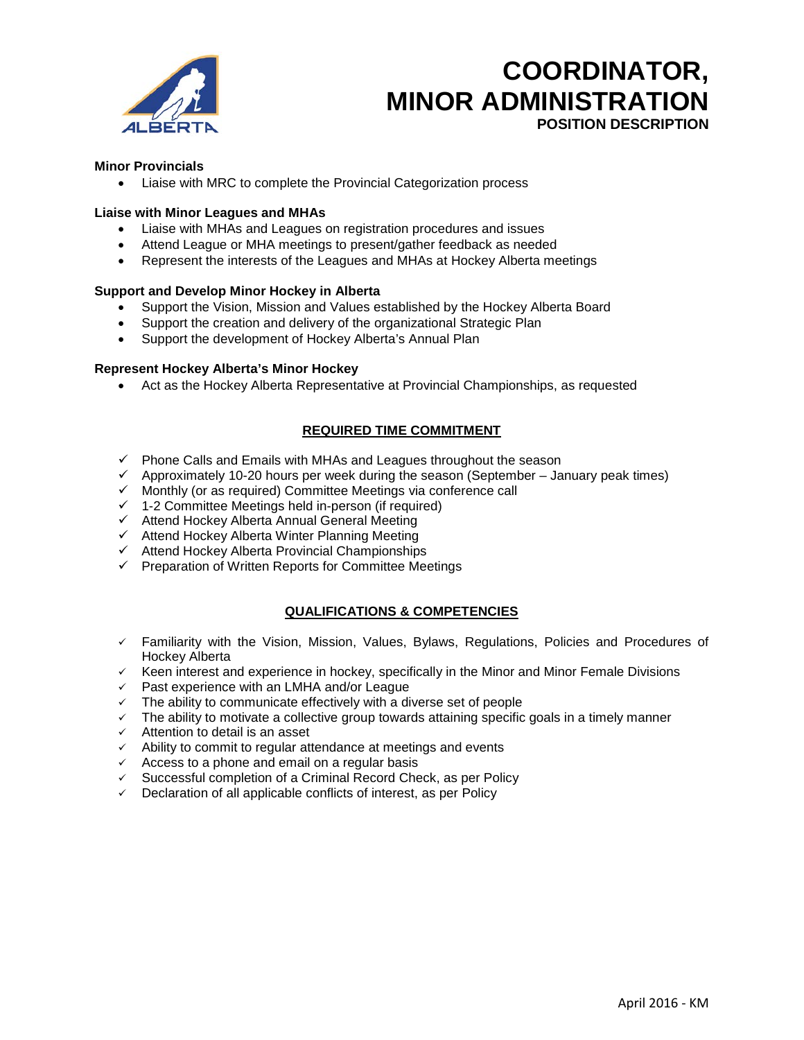# COORDINATOR, MINOR ADMINISTRATION

**POSITION DESCRIPTION**

**Minor Provincials**

- Liaise with MRC to complete the Provincial Categorization process

**Liaise with Minor Leagues and MHAs**

- Liaise with MHAs and Leagues on registration procedures and issues
- Attend League or MHA meetings to present/gather feedback as needed
- Represent the interests of the Leagues and MHAs at Hockey Alberta meetings

**Support and Develop Minor Hockey in Alberta**

- Support the Vision, Mission and Values established by the Hockey Alberta Board
- Support the creation and delivery of the organizational Strategic Plan
- Support the development of Hockey Alberta's Annual Plan

**Represent Hockey Alberta's Minor Hockey**

- Act as the Hockey Alberta Representative at Provincial Championships, as requested

## REQUIRED TIME COMMITMENT

- ✓ Phone Calls and Emails with MHAs and Leagues throughout the season
- ✓ Approximately 10-20 hours per week during the season (September – January peak times)
- ✓ Monthly (or as required) Committee Meetings via conference call
- ✓ 1-2 Committee Meetings held in-person (if required)
- ✓ Attend Hockey Alberta Annual General Meeting
- ✓ Attend Hockey Alberta Winter Planning Meeting
- ✓ Attend Hockey Alberta Provincial Championships
- ✓ Preparation of Written Reports for Committee Meetings

## QUALIFICATIONS & COMPETENCIES

- ✓ Familiarity with the Vision, Mission, Values, Bylaws, Regulations, Policies and Procedures of Hockey Alberta
- ✓ Keen interest and experience in hockey, specifically in the Minor and Minor Female Divisions
- ✓ Past experience with an LMHA and/or League
- ✓ The ability to communicate effectively with a diverse set of people
- ✓ The ability to motivate a collective group towards attaining specific goals in a timely manner
- ✓ Attention to detail is an asset
- ✓ Ability to commit to regular attendance at meetings and events
- ✓ Access to a phone and email on a regular basis
- ✓ Successful completion of a Criminal Record Check, as per Policy
- ✓ Declaration of all applicable conflicts of interest, as per Policy

April 2016 - KM